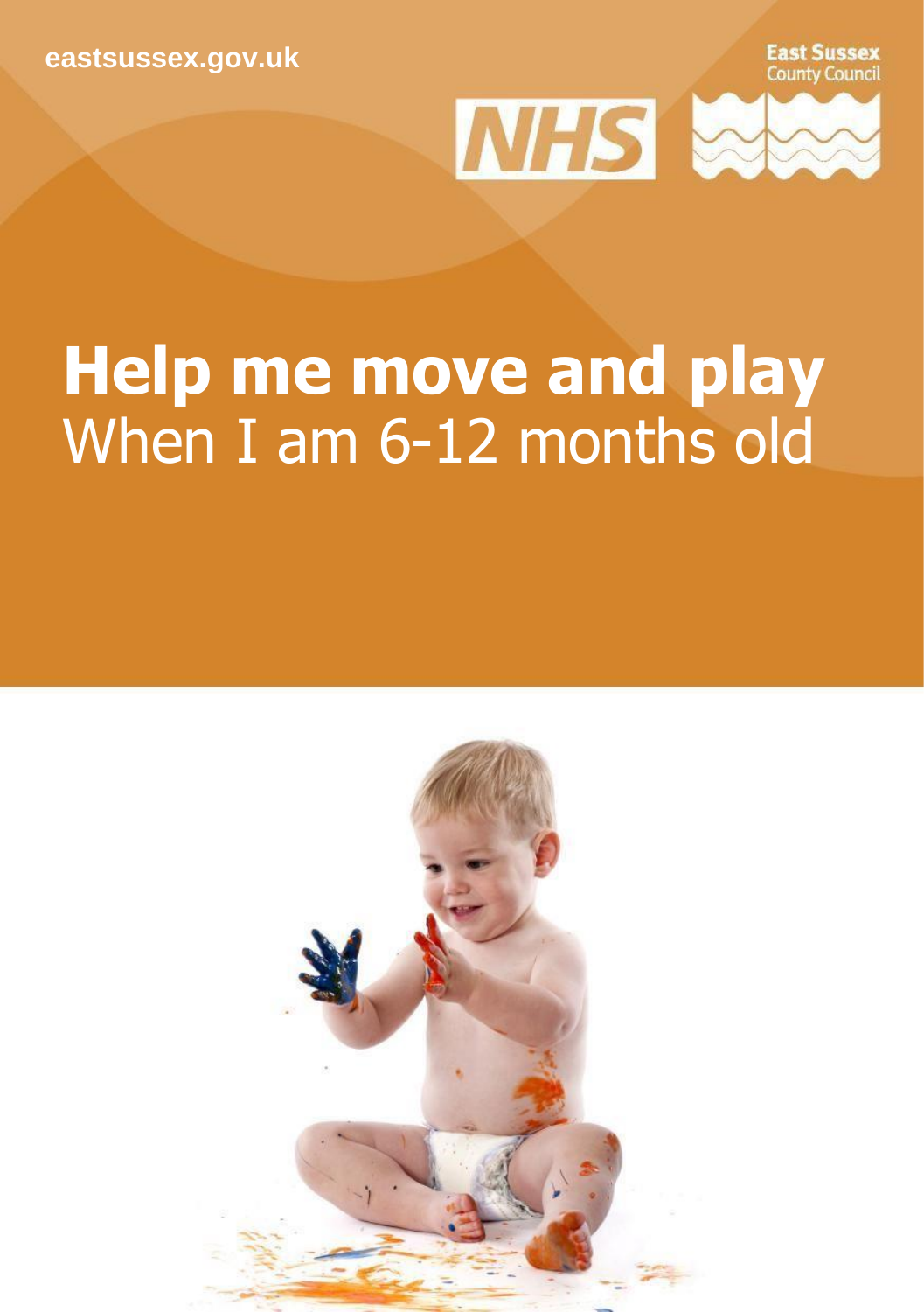eastsussex.gov.uk

East Sussex County Council

NHS

# Help me move and play

When I am 6-12 months old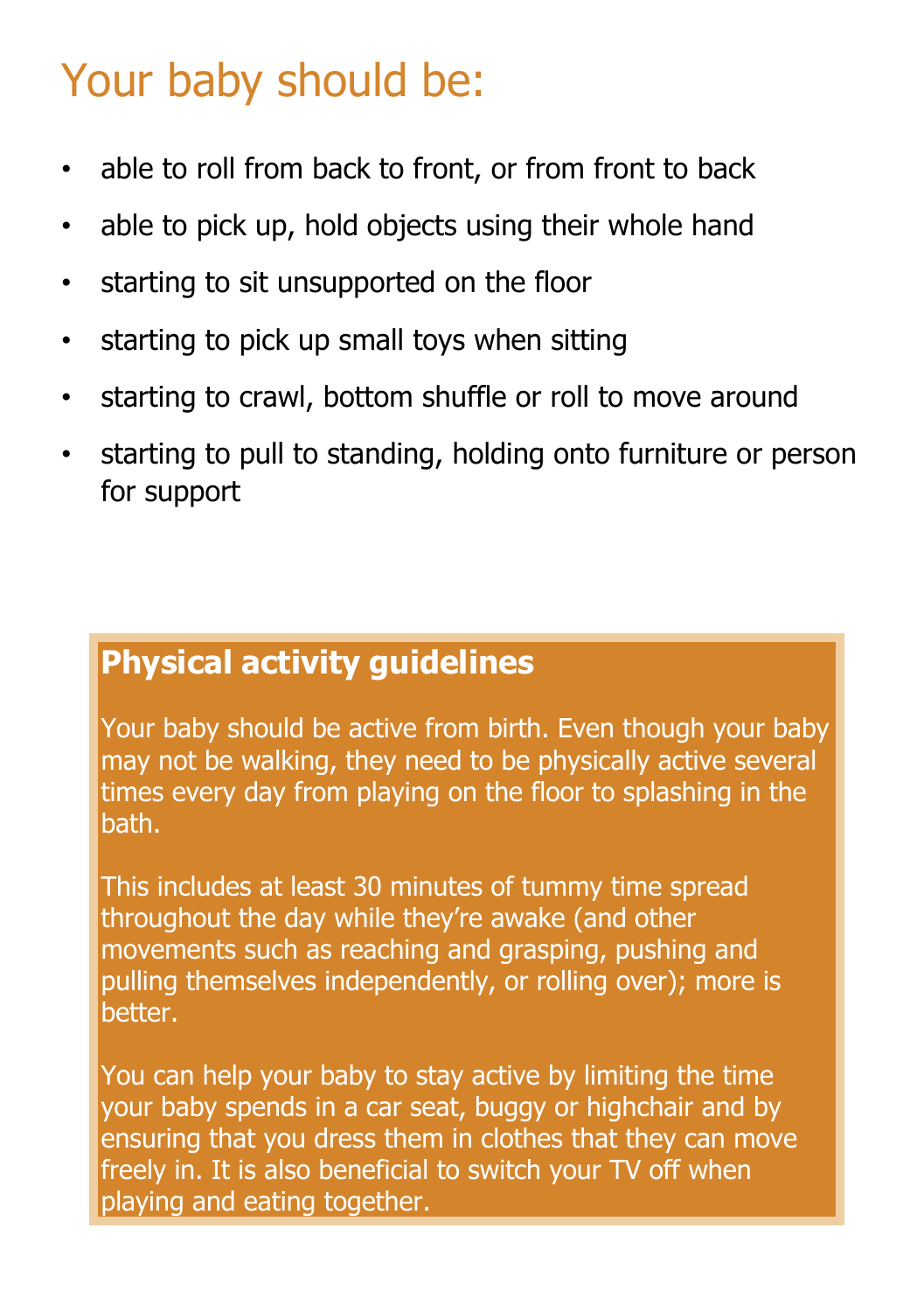# Your baby should be:

- able to roll from back to front, or from front to back
- able to pick up, hold objects using their whole hand
- starting to sit unsupported on the floor
- starting to pick up small toys when sitting
- starting to crawl, bottom shuffle or roll to move around
- starting to pull to standing, holding onto furniture or person for support

## Physical activity guidelines

Your baby should be active from birth. Even though your baby may not be walking, they need to be physically active several times every day from playing on the floor to splashing in the bath.

This includes at least 30 minutes of tummy time spread throughout the day while they're awake (and other movements such as reaching and grasping, pushing and pulling themselves independently, or rolling over); more is better.

You can help your baby to stay active by limiting the time your baby spends in a car seat, buggy or highchair and by ensuring that you dress them in clothes that they can move freely in. It is also beneficial to switch your TV off when playing and eating together.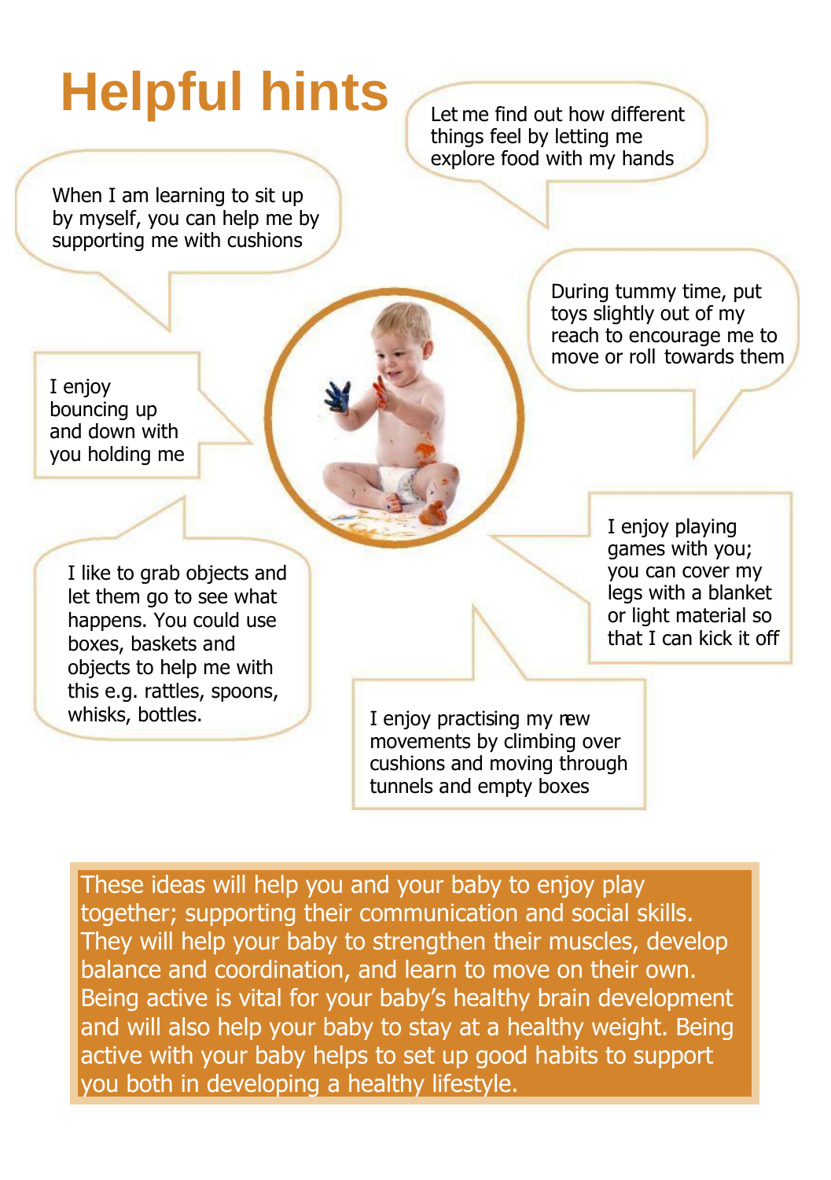# Helpful hints

Let me find out how different things feel by letting me explore food with my hands

When I am learning to sit up by myself, you can help me by supporting me with cushions

During tummy time, put toys slightly out of my reach to encourage me to move or roll towards them

I enjoy bouncing up and down with you holding me

I enjoy playing games with you; you can cover my legs with a blanket or light material so that I can kick it off

I like to grab objects and let them go to see what happens. You could use boxes, baskets and objects to help me with this e.g. rattles, spoons, whisks, bottles.

I enjoy practising my new movements by climbing over cushions and moving through tunnels and empty boxes

These ideas will help you and your baby to enjoy play together; supporting their communication and social skills. They will help your baby to strengthen their muscles, develop balance and coordination, and learn to move on their own. Being active is vital for your baby's healthy brain development and will also help your baby to stay at a healthy weight. Being active with your baby helps to set up good habits to support you both in developing a healthy lifestyle.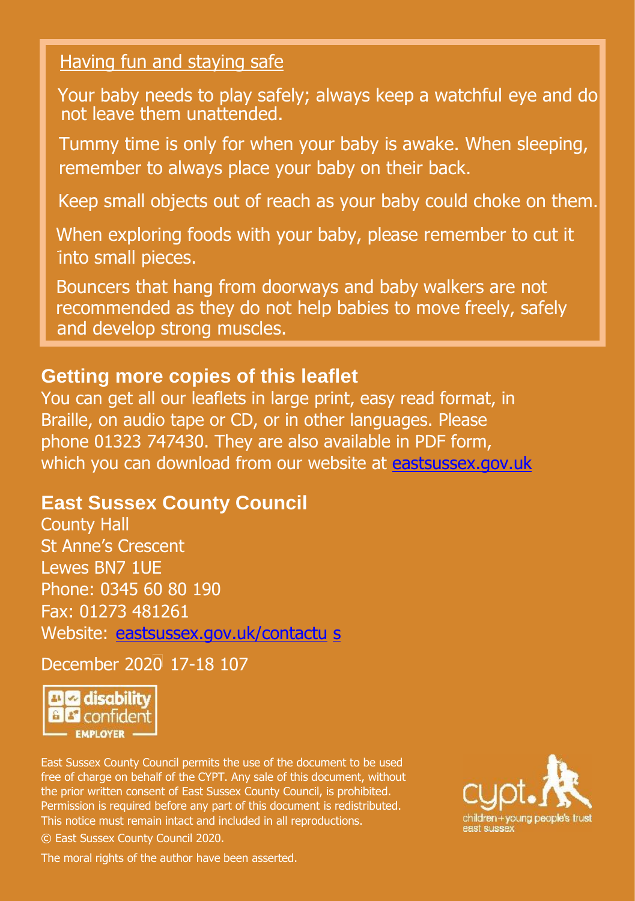## Having fun and staying safe

Your baby needs to play safely; always keep a watchful eye and do not leave them unattended.

Tummy time is only for when your baby is awake. When sleeping, remember to always place your baby on their back.

Keep small objects out of reach as your baby could choke on them.

When exploring foods with your baby, please remember to cut it into small pieces.

Bouncers that hang from doorways and baby walkers are not recommended as they do not help babies to move freely, safely and develop strong muscles.

## Getting more copies of this leaflet

You can get all our leaflets in large print, easy read format, in Braille, on audio tape or CD, or in other languages. Please phone 01323 747430. They are also available in PDF form, which you can download from our website at eastsussex.gov.uk

## East Sussex County Council

County Hall
St Anne's Crescent
Lewes BN7 1UE
Phone: 0345 60 80 190
Fax: 01273 481261
Website: eastsussex.gov.uk/contactus

December 2020 17-18 107

disability confident EMPLOYER

East Sussex County Council permits the use of the document to be used free of charge on behalf of the CYPT. Any sale of this document, without the prior written consent of East Sussex County Council, is prohibited. Permission is required before any part of this document is redistributed. This notice must remain intact and included in all reproductions.

© East Sussex County Council 2020.

The moral rights of the author have been asserted.

cypt. children+young people's trust east sussex